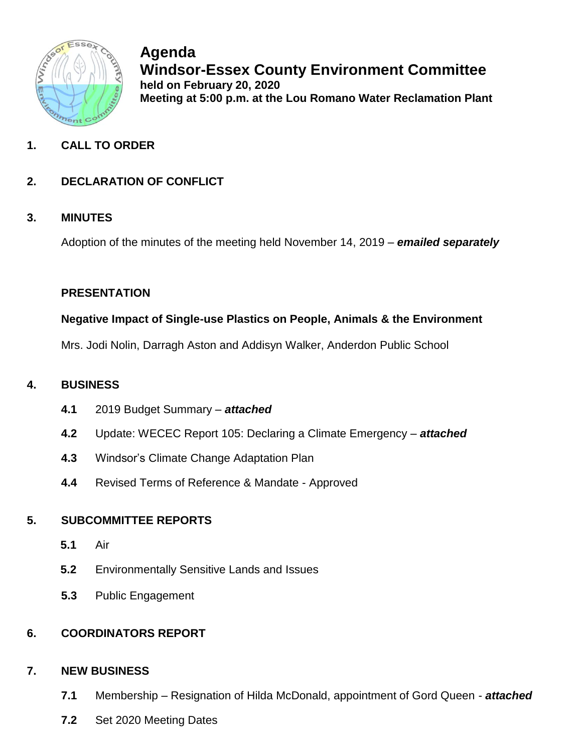# Agenda

## Windsor-Essex County Environment Committee

**held on February 20, 2020**
**Meeting at 5:00 p.m. at the Lou Romano Water Reclamation Plant**

**1. CALL TO ORDER**

**2. DECLARATION OF CONFLICT**

**3. MINUTES**

Adoption of the minutes of the meeting held November 14, 2019 – ***emailed separately***

**PRESENTATION**

**Negative Impact of Single-use Plastics on People, Animals & the Environment**

Mrs. Jodi Nolin, Darragh Aston and Addisyn Walker, Anderdon Public School

**4. BUSINESS**

- **4.1** 2019 Budget Summary – ***attached***
- **4.2** Update: WECEC Report 105: Declaring a Climate Emergency – ***attached***
- **4.3** Windsor's Climate Change Adaptation Plan
- **4.4** Revised Terms of Reference & Mandate - Approved

**5. SUBCOMMITTEE REPORTS**

- **5.1** Air
- **5.2** Environmentally Sensitive Lands and Issues
- **5.3** Public Engagement

**6. COORDINATORS REPORT**

**7. NEW BUSINESS**

- **7.1** Membership – Resignation of Hilda McDonald, appointment of Gord Queen - ***attached***
- **7.2** Set 2020 Meeting Dates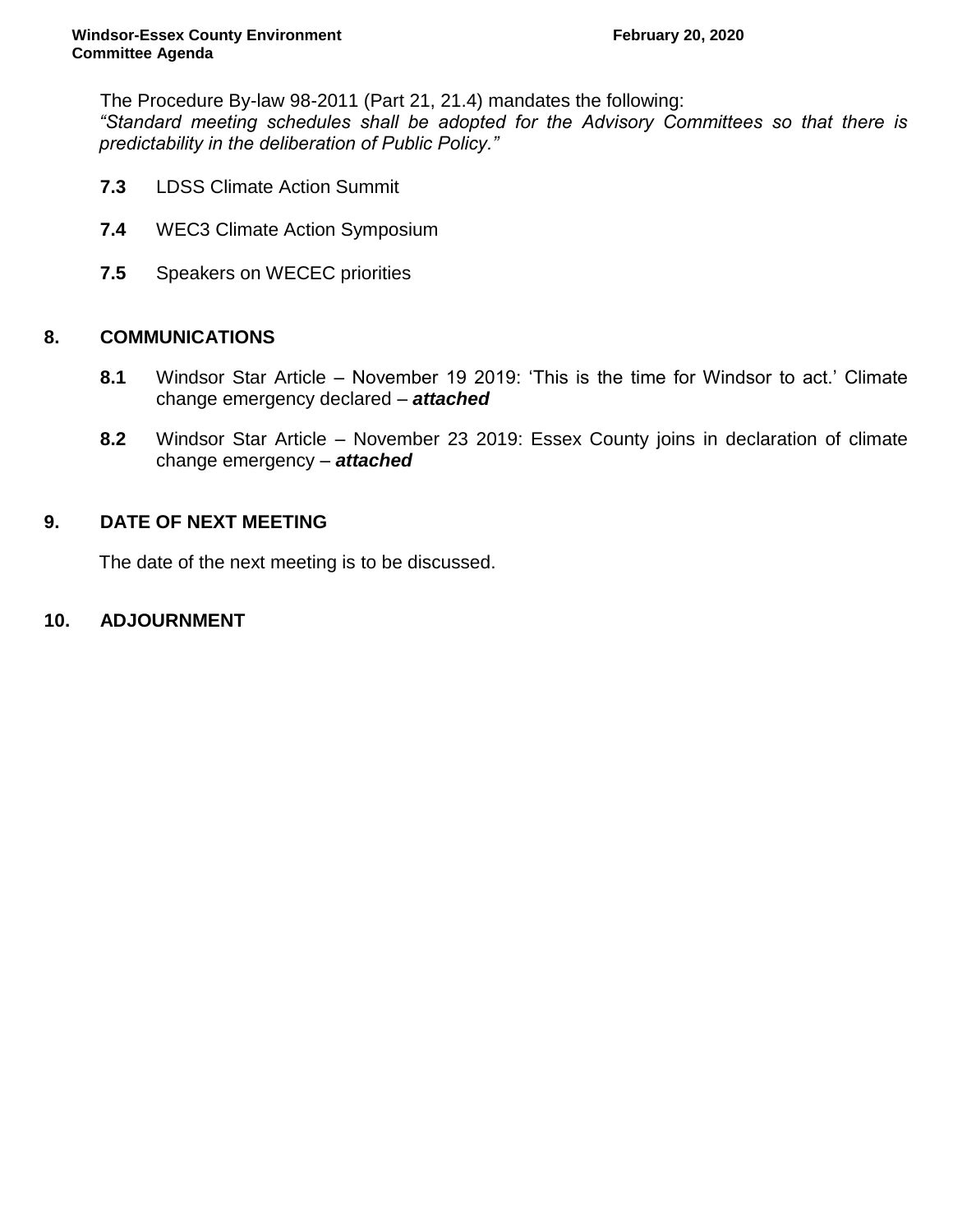The Procedure By-law 98-2011 (Part 21, 21.4) mandates the following:
*"Standard meeting schedules shall be adopted for the Advisory Committees so that there is predictability in the deliberation of Public Policy."*

**7.3** LDSS Climate Action Summit

**7.4** WEC3 Climate Action Symposium

**7.5** Speakers on WECEC priorities

## 8. COMMUNICATIONS

**8.1** Windsor Star Article – November 19 2019: 'This is the time for Windsor to act.' Climate change emergency declared – ***attached***

**8.2** Windsor Star Article – November 23 2019: Essex County joins in declaration of climate change emergency – ***attached***

## 9. DATE OF NEXT MEETING

The date of the next meeting is to be discussed.

## 10. ADJOURNMENT